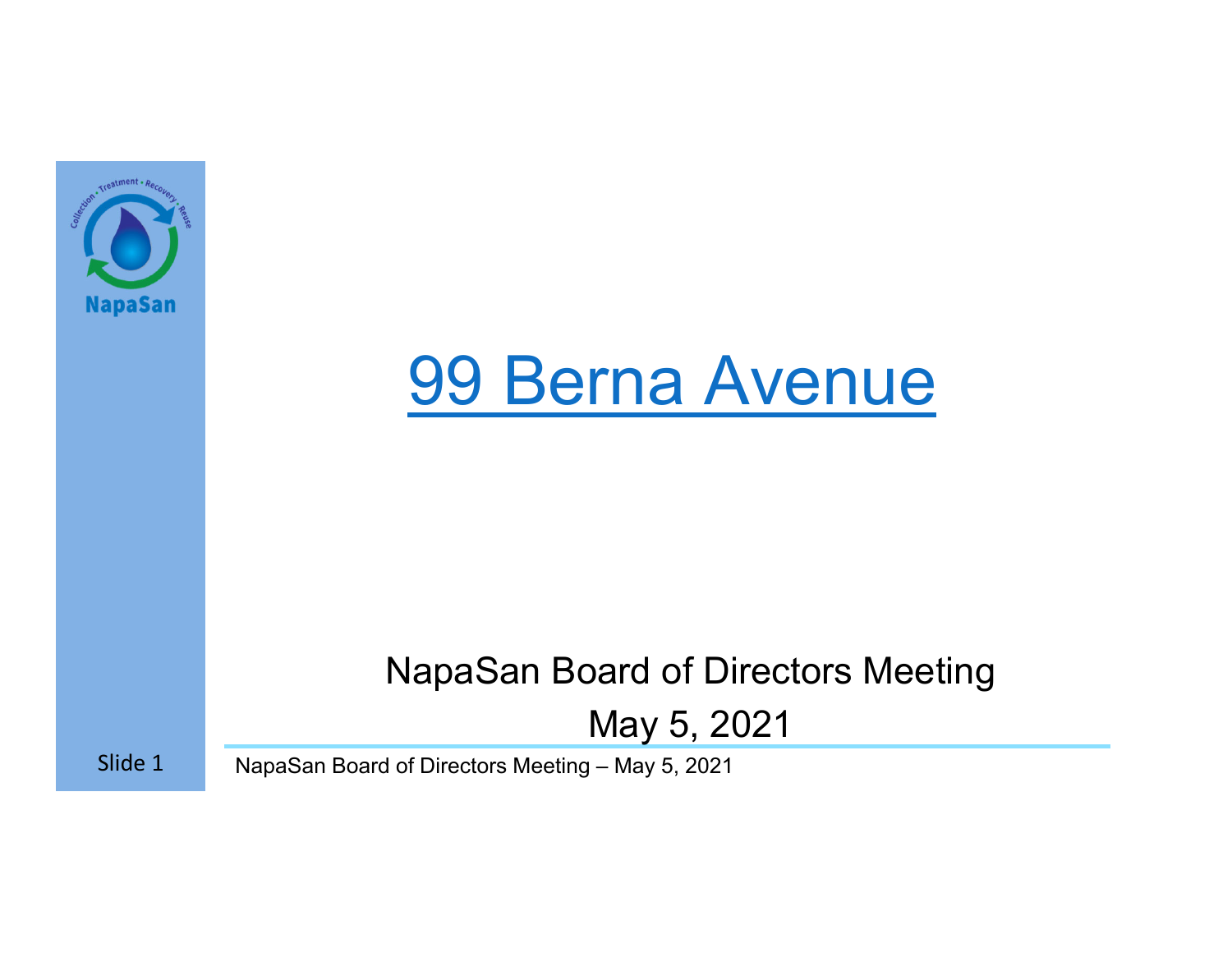# 99 Berna Avenue

NapaSan Board of Directors Meeting

May 5, 2021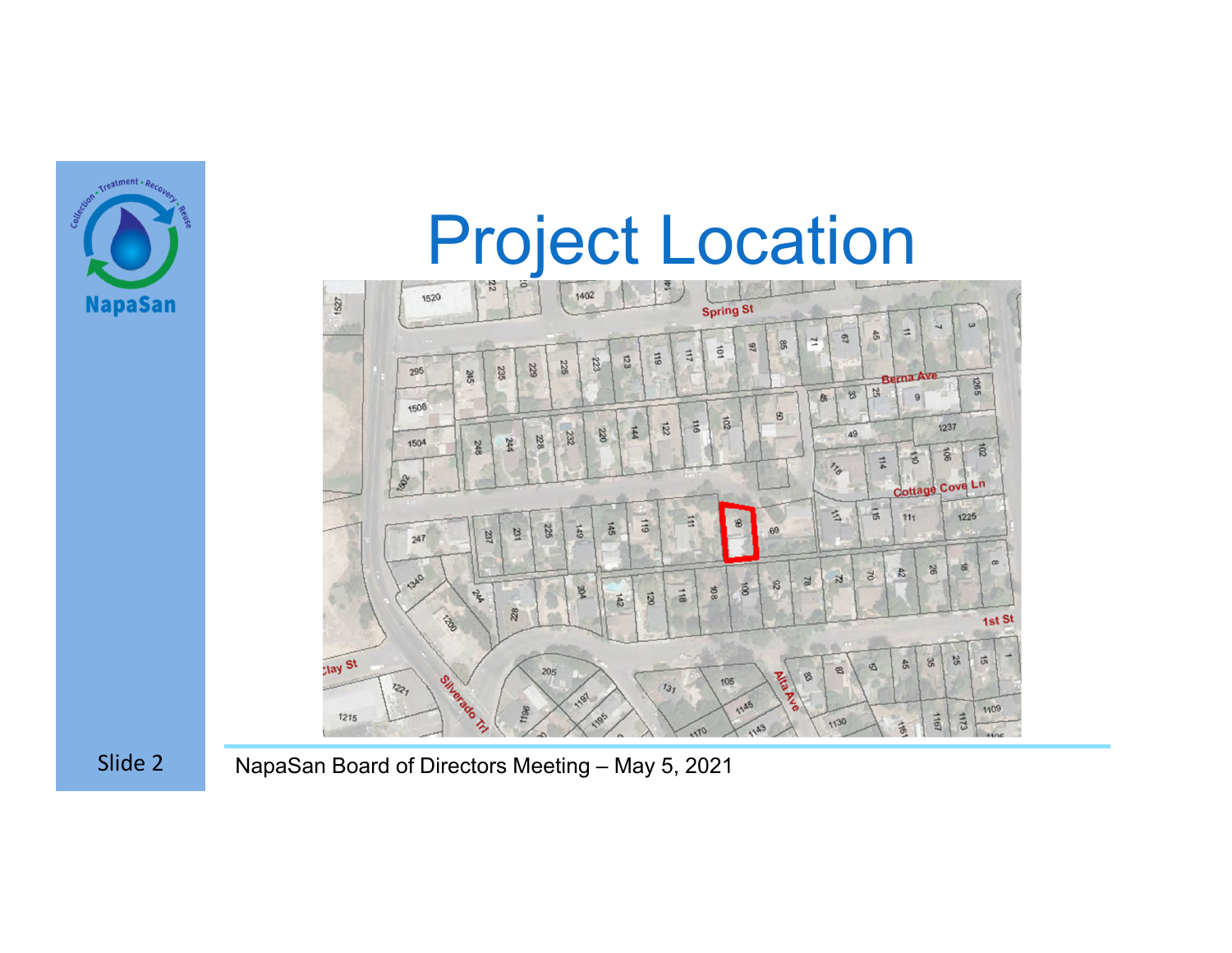# Project Location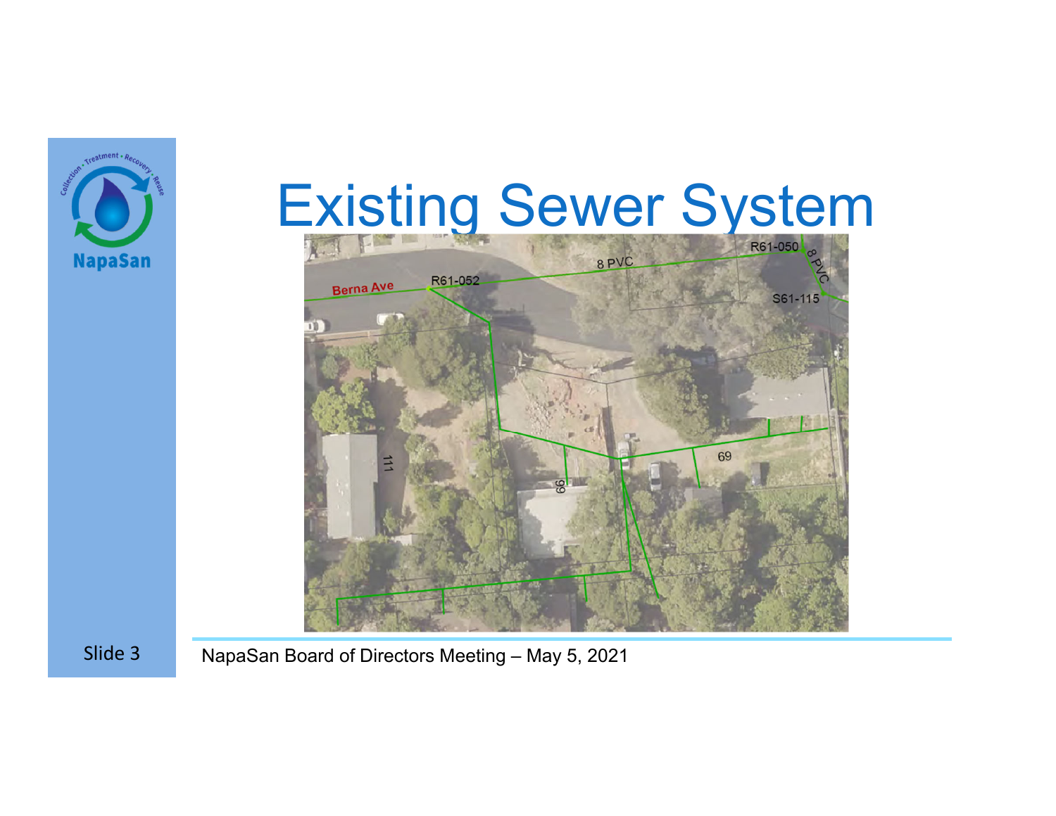# Existing Sewer System

Berna Ave

R61-052

8 PVC

R61-050

8 PVC

S61-115

111

99

69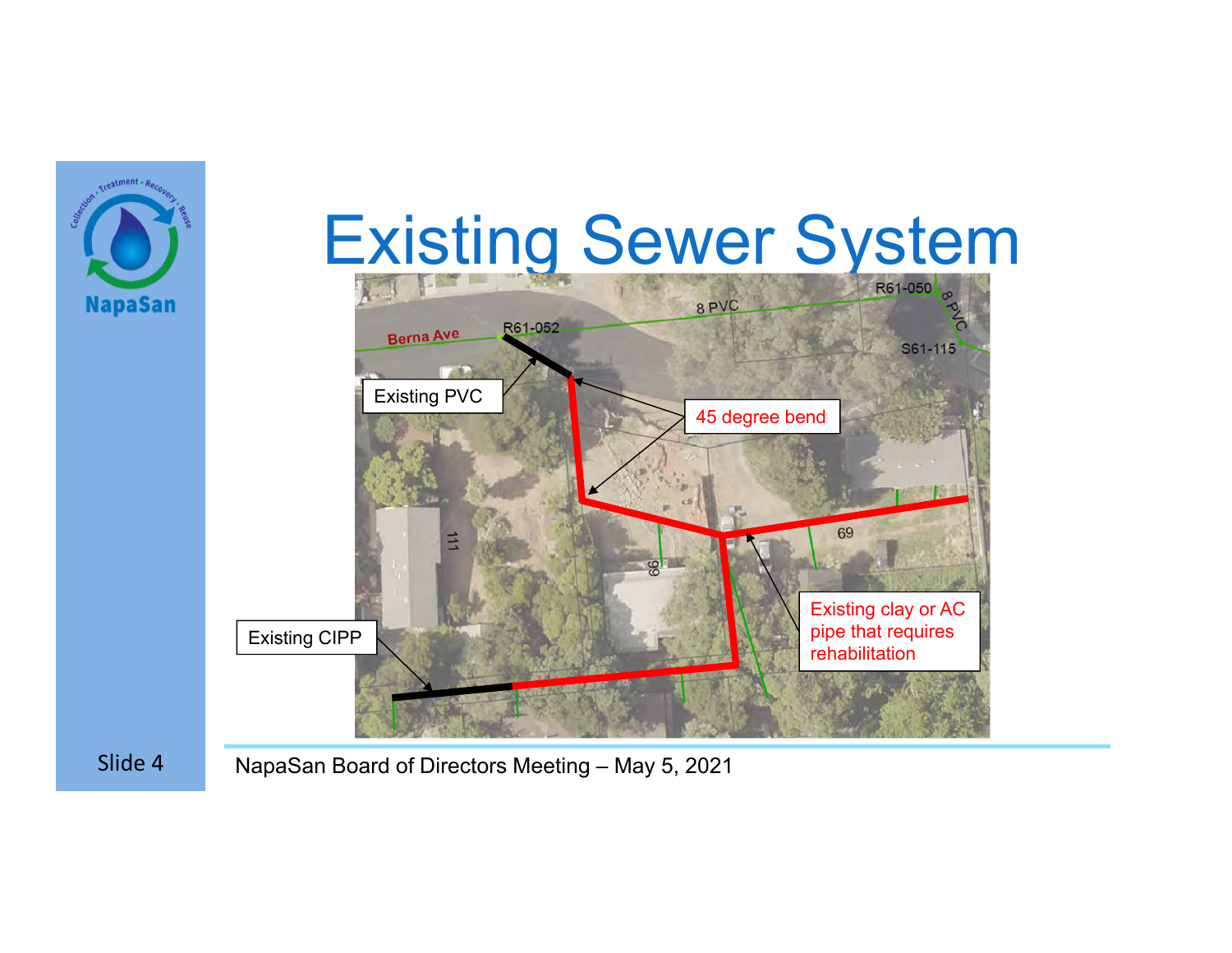# Existing Sewer System

Existing PVC

45 degree bend

Existing CIPP

Existing clay or AC pipe that requires rehabilitation

Berna Ave

R61-052

8 PVC

R61-050

8 PVC

S61-115

111

99

69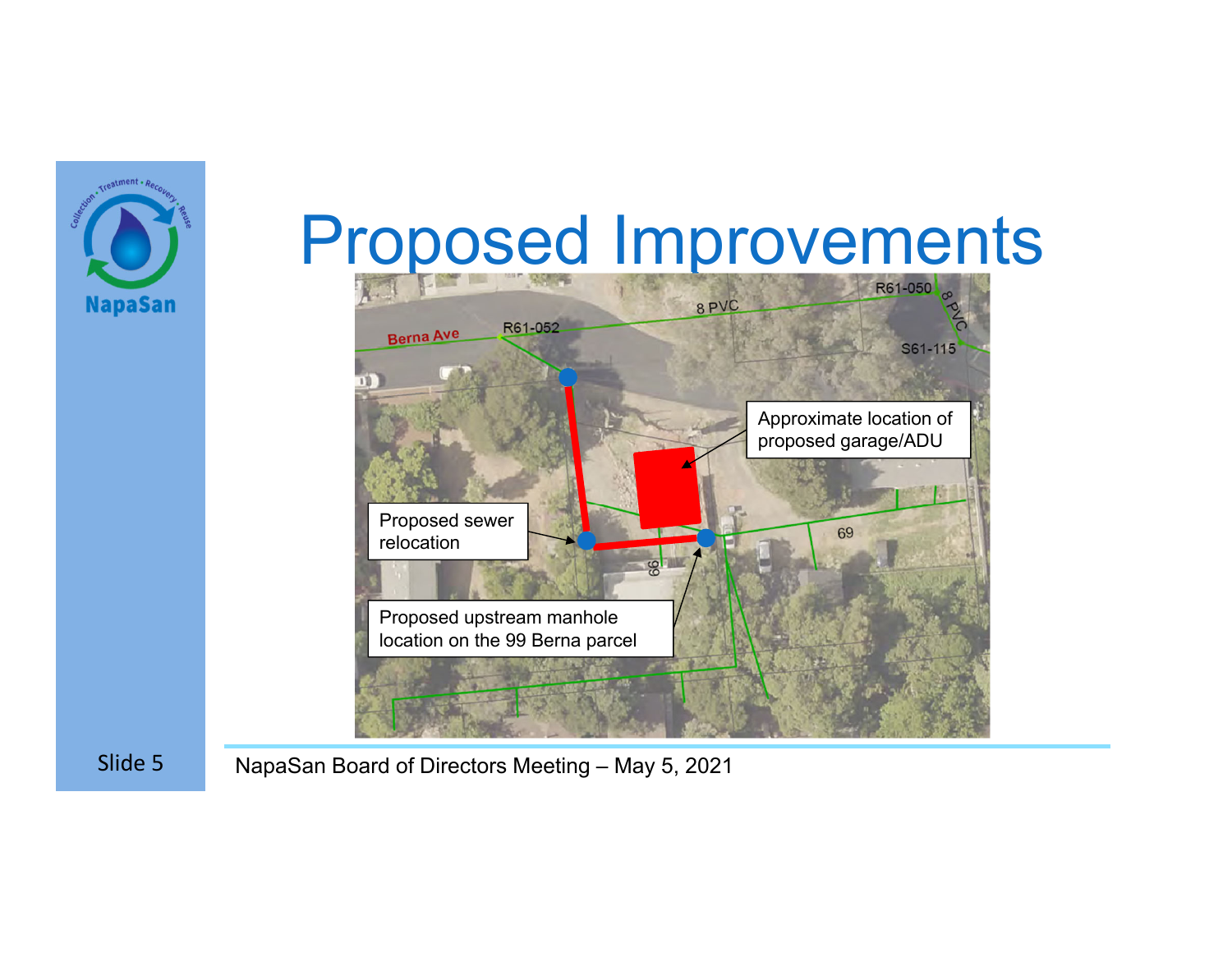# Proposed Improvements

Berna Ave

R61-052

8 PVC

R61-050

8 PVC

S61-115

Approximate location of proposed garage/ADU

Proposed sewer relocation

Proposed upstream manhole location on the 99 Berna parcel

69

99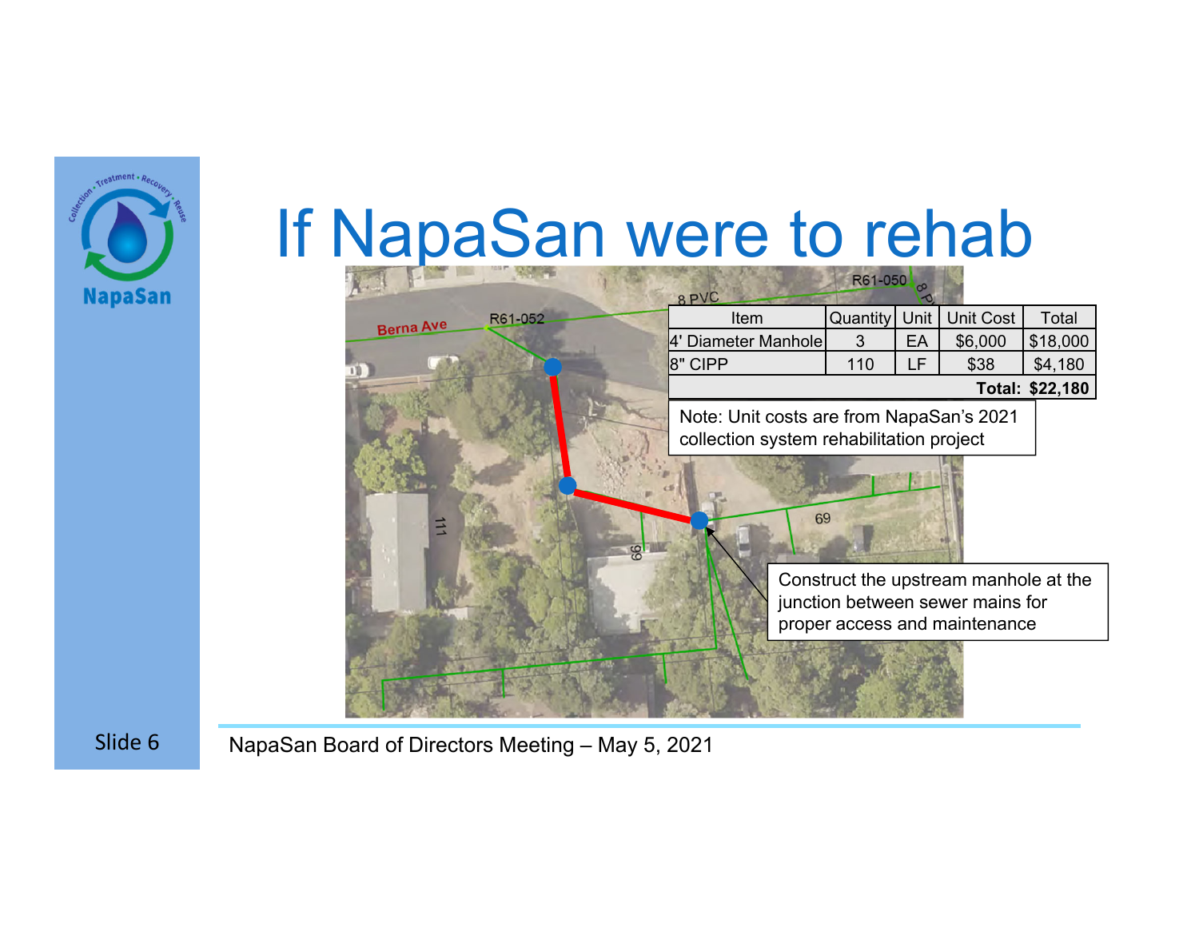# If NapaSan were to rehab

| Item | Quantity | Unit | Unit Cost | Total |
|---|---|---|---|---|
| 4' Diameter Manhole | 3 | EA | $6,000 | $18,000 |
| 8" CIPP | 110 | LF | $38 | $4,180 |
| | | | **Total:** | **$22,180** |

Note: Unit costs are from NapaSan's 2021 collection system rehabilitation project

Construct the upstream manhole at the junction between sewer mains for proper access and maintenance

Berna Ave

R61-052

R61-050

8 PVC

111

99

69

NapaSan Board of Directors Meeting – May 5, 2021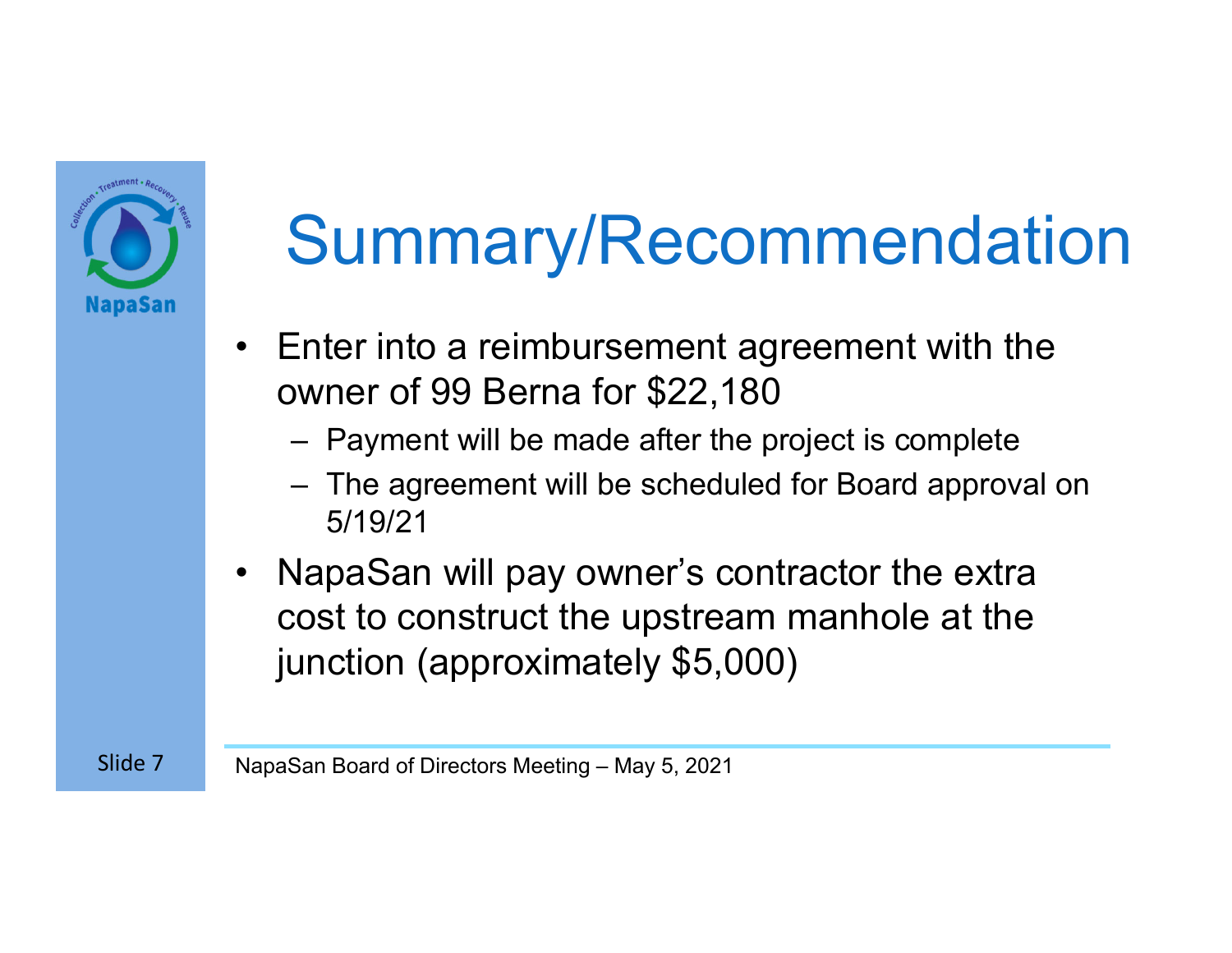# Summary/Recommendation

- Enter into a reimbursement agreement with the owner of 99 Berna for $22,180
  - Payment will be made after the project is complete
  - The agreement will be scheduled for Board approval on 5/19/21
- NapaSan will pay owner's contractor the extra cost to construct the upstream manhole at the junction (approximately $5,000)